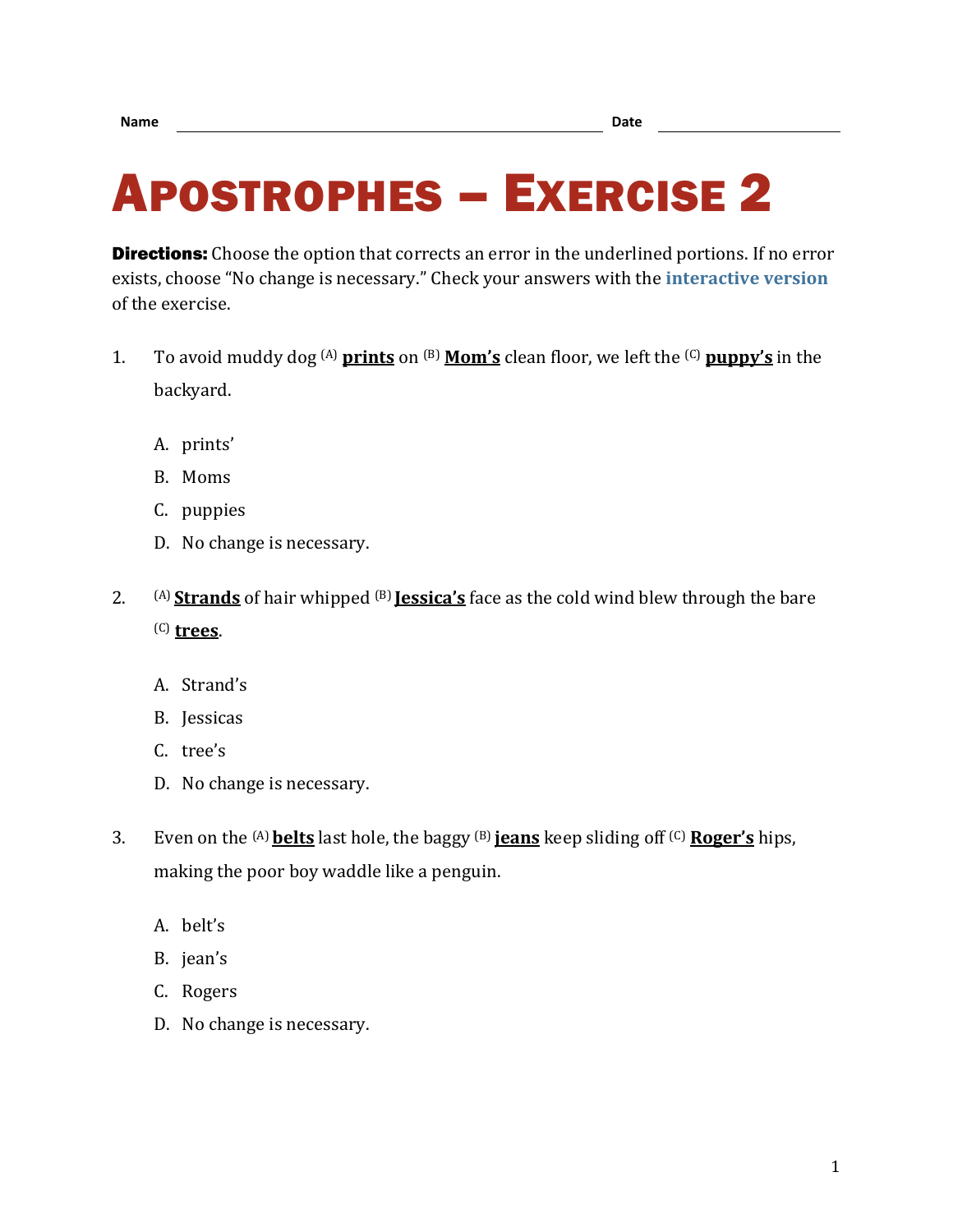Name ______________________ Date ______________

# Apostrophes – Exercise 2

**Directions:** Choose the option that corrects an error in the underlined portions. If no error exists, choose "No change is necessary." Check your answers with the **interactive version** of the exercise.

1. To avoid muddy dog (A) **prints** on (B) **Mom's** clean floor, we left the (C) **puppy's** in the backyard.

   A. prints'
   B. Moms
   C. puppies
   D. No change is necessary.

2. (A) **Strands** of hair whipped (B) **Jessica's** face as the cold wind blew through the bare (C) **trees**.

   A. Strand's
   B. Jessicas
   C. tree's
   D. No change is necessary.

3. Even on the (A) **belts** last hole, the baggy (B) **jeans** keep sliding off (C) **Roger's** hips, making the poor boy waddle like a penguin.

   A. belt's
   B. jean's
   C. Rogers
   D. No change is necessary.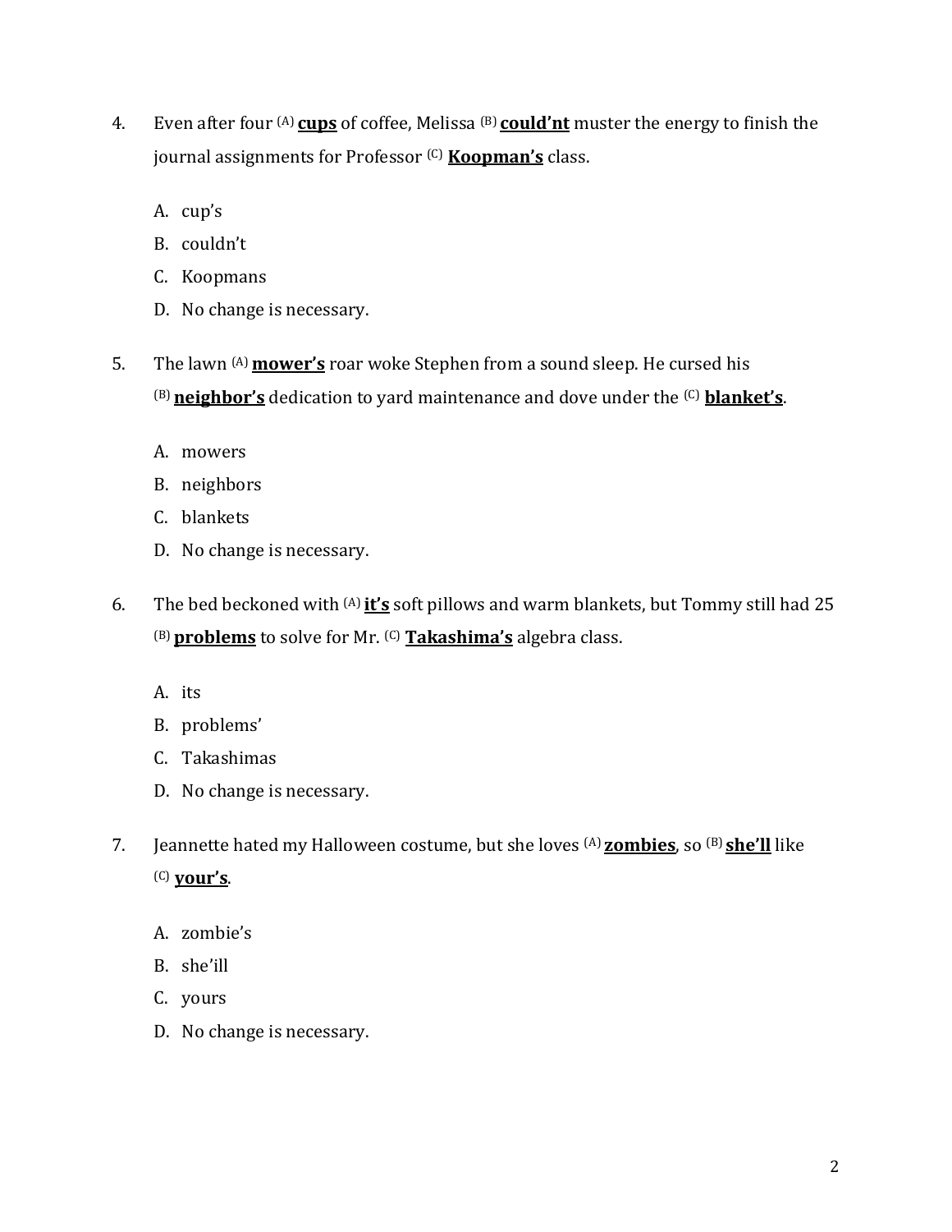4. Even after four (A) **<u>cups</u>** of coffee, Melissa (B) **<u>could'nt</u>** muster the energy to finish the journal assignments for Professor (C) **<u>Koopman's</u>** class.

   A. cup's
   B. couldn't
   C. Koopmans
   D. No change is necessary.

5. The lawn (A) **<u>mower's</u>** roar woke Stephen from a sound sleep. He cursed his (B) **<u>neighbor's</u>** dedication to yard maintenance and dove under the (C) **<u>blanket's</u>**.

   A. mowers
   B. neighbors
   C. blankets
   D. No change is necessary.

6. The bed beckoned with (A) **<u>it's</u>** soft pillows and warm blankets, but Tommy still had 25 (B) **<u>problems</u>** to solve for Mr. (C) **<u>Takashima's</u>** algebra class.

   A. its
   B. problems'
   C. Takashimas
   D. No change is necessary.

7. Jeannette hated my Halloween costume, but she loves (A) **<u>zombies</u>**, so (B) **<u>she'll</u>** like (C) **<u>your's</u>**.

   A. zombie's
   B. she'ill
   C. yours
   D. No change is necessary.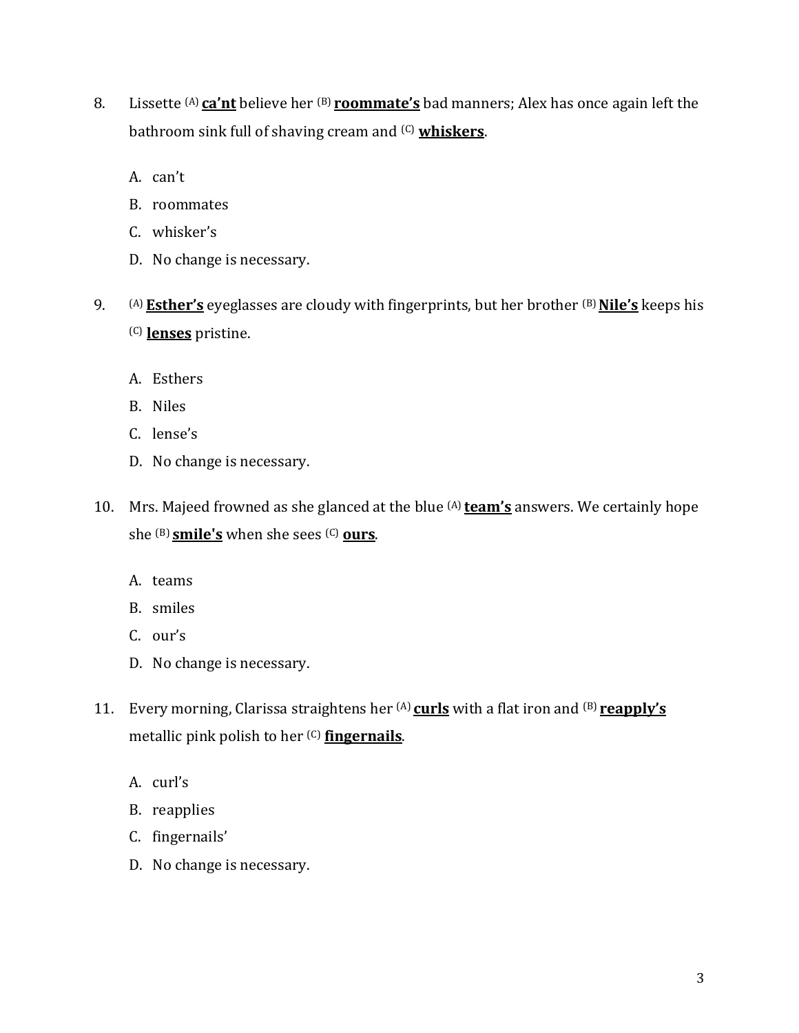8. Lissette (A) <u>**ca'nt**</u> believe her (B) <u>**roommate's**</u> bad manners; Alex has once again left the bathroom sink full of shaving cream and (C) <u>**whiskers**</u>.

   A. can't
   B. roommates
   C. whisker's
   D. No change is necessary.

9. (A) <u>**Esther's**</u> eyeglasses are cloudy with fingerprints, but her brother (B) <u>**Nile's**</u> keeps his (C) <u>**lenses**</u> pristine.

   A. Esthers
   B. Niles
   C. lense's
   D. No change is necessary.

10. Mrs. Majeed frowned as she glanced at the blue (A) <u>**team's**</u> answers. We certainly hope she (B) <u>**smile's**</u> when she sees (C) <u>**ours**</u>.

    A. teams
    B. smiles
    C. our's
    D. No change is necessary.

11. Every morning, Clarissa straightens her (A) <u>**curls**</u> with a flat iron and (B) <u>**reapply's**</u> metallic pink polish to her (C) <u>**fingernails**</u>.

    A. curl's
    B. reapplies
    C. fingernails'
    D. No change is necessary.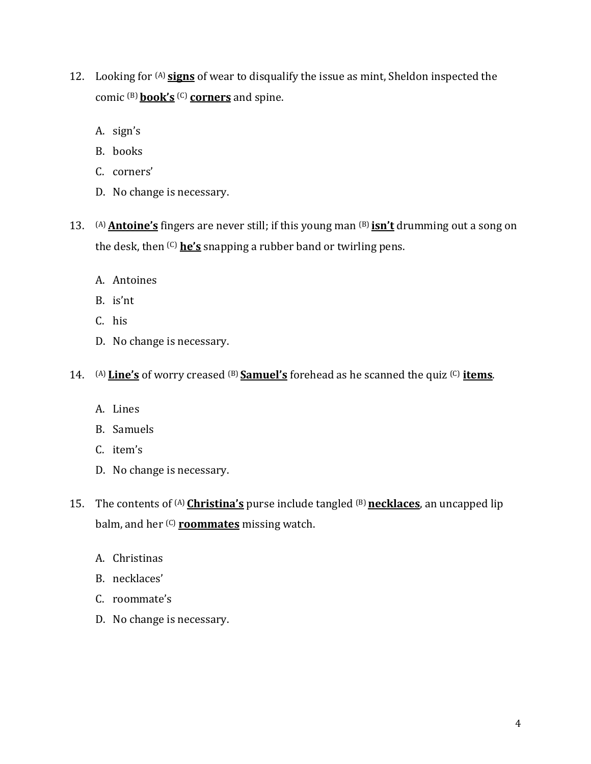12. Looking for (A) **<u>signs</u>** of wear to disqualify the issue as mint, Sheldon inspected the comic (B) **<u>book's</u>** (C) **<u>corners</u>** and spine.

    A. sign's
    B. books
    C. corners'
    D. No change is necessary.

13. (A) **<u>Antoine's</u>** fingers are never still; if this young man (B) **<u>isn't</u>** drumming out a song on the desk, then (C) **<u>he's</u>** snapping a rubber band or twirling pens.

    A. Antoines
    B. is'nt
    C. his
    D. No change is necessary.

14. (A) **<u>Line's</u>** of worry creased (B) **<u>Samuel's</u>** forehead as he scanned the quiz (C) **<u>items</u>**.

    A. Lines
    B. Samuels
    C. item's
    D. No change is necessary.

15. The contents of (A) **<u>Christina's</u>** purse include tangled (B) **<u>necklaces</u>**, an uncapped lip balm, and her (C) **<u>roommates</u>** missing watch.

    A. Christinas
    B. necklaces'
    C. roommate's
    D. No change is necessary.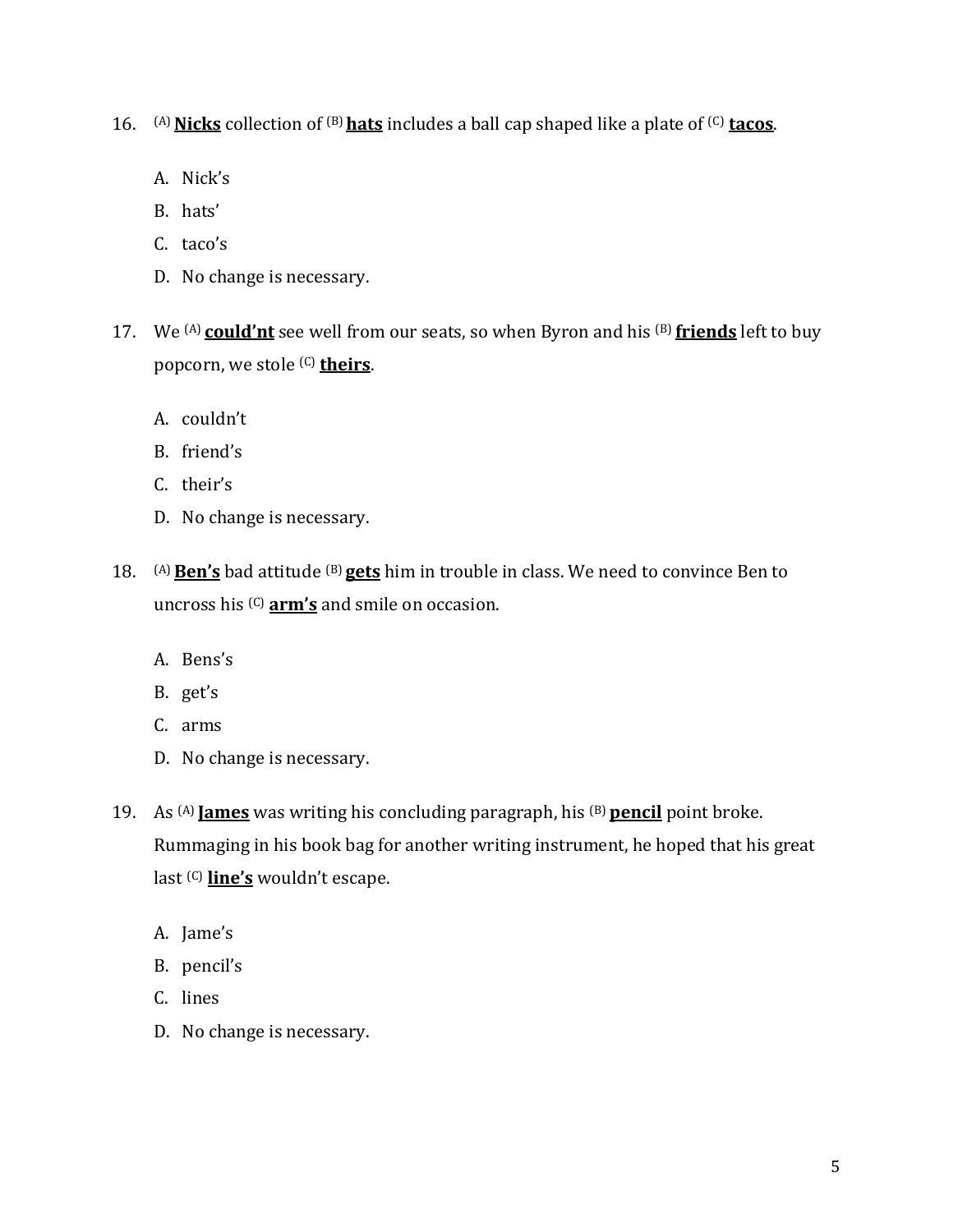16. [(A)] **Nicks** collection of [(B)] **hats** includes a ball cap shaped like a plate of [(C)] **tacos**.

    A. Nick's
    B. hats'
    C. taco's
    D. No change is necessary.

17. We [(A)] **could'nt** see well from our seats, so when Byron and his [(B)] **friends** left to buy popcorn, we stole [(C)] **theirs**.

    A. couldn't
    B. friend's
    C. their's
    D. No change is necessary.

18. [(A)] **Ben's** bad attitude [(B)] **gets** him in trouble in class. We need to convince Ben to uncross his [(C)] **arm's** and smile on occasion.

    A. Bens's
    B. get's
    C. arms
    D. No change is necessary.

19. As [(A)] **James** was writing his concluding paragraph, his [(B)] **pencil** point broke. Rummaging in his book bag for another writing instrument, he hoped that his great last [(C)] **line's** wouldn't escape.

    A. Jame's
    B. pencil's
    C. lines
    D. No change is necessary.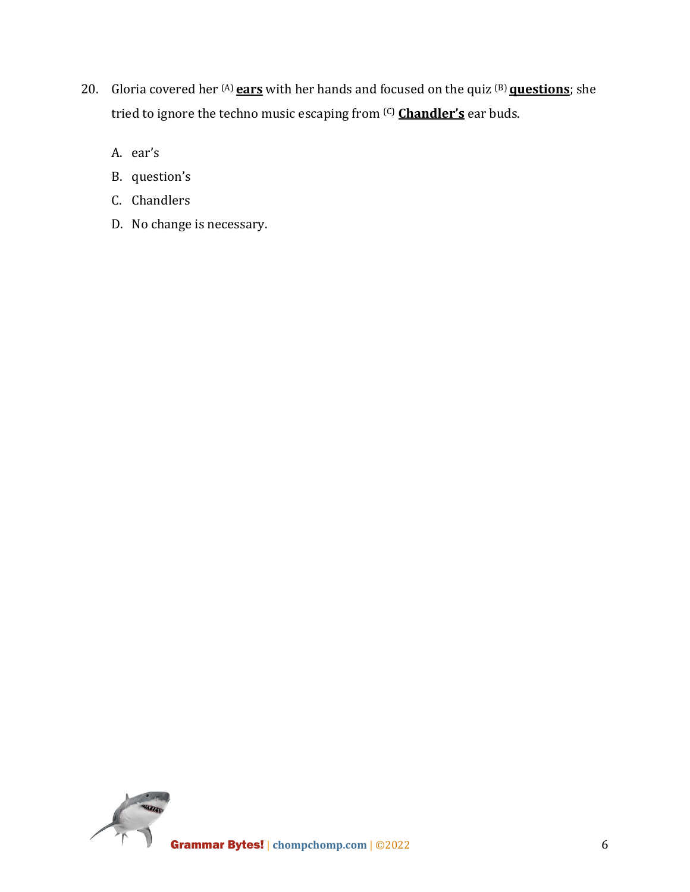20. Gloria covered her (A) **ears** with her hands and focused on the quiz (B) **questions**; she tried to ignore the techno music escaping from (C) **Chandler's** ear buds.

    A. ear's
    B. question's
    C. Chandlers
    D. No change is necessary.